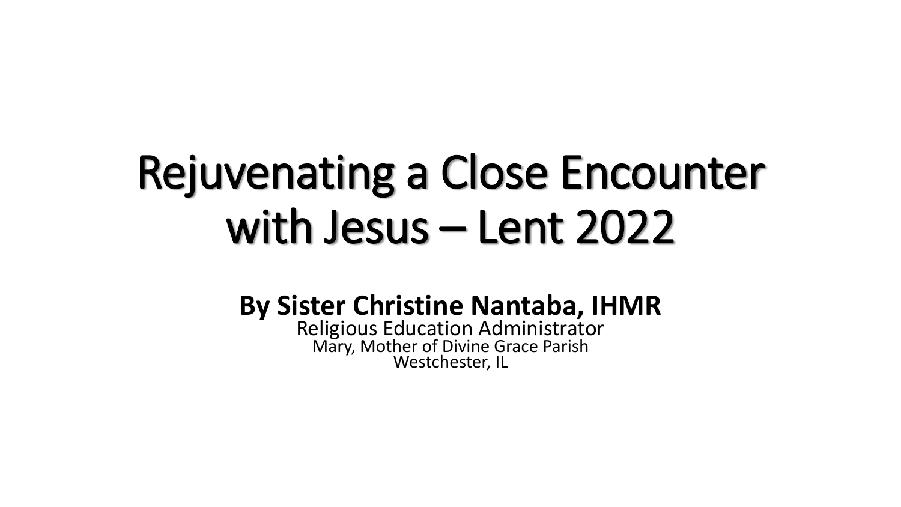# Rejuvenating a Close Encounter with Jesus – Lent 2022

**By Sister Christine Nantaba, IHMR**

Religious Education Administrator

Mary, Mother of Divine Grace Parish

Westchester, IL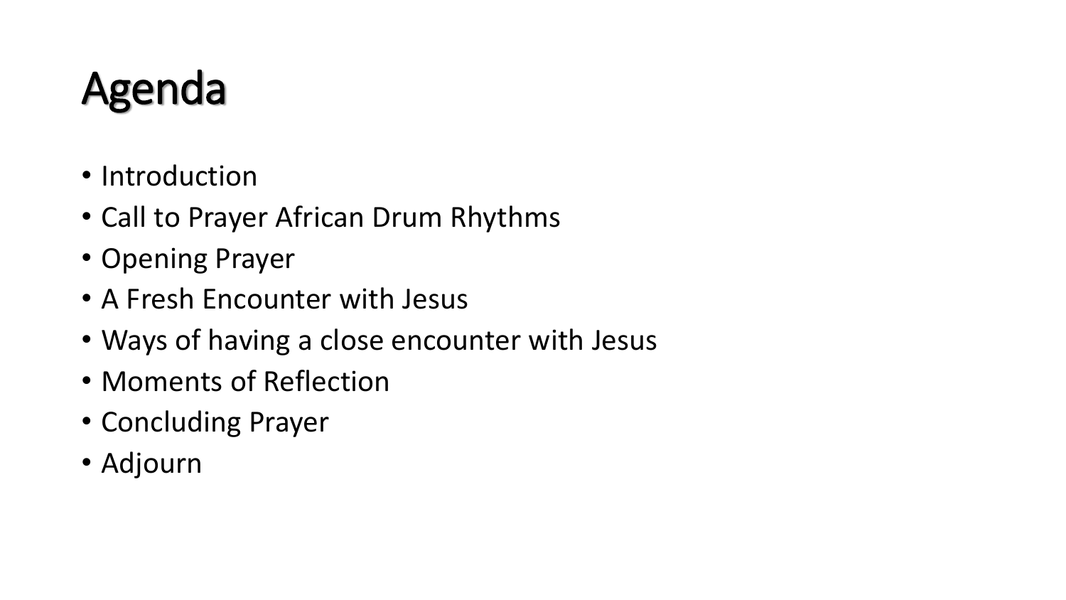# Agenda

- Introduction
- Call to Prayer African Drum Rhythms
- Opening Prayer
- A Fresh Encounter with Jesus
- Ways of having a close encounter with Jesus
- Moments of Reflection
- Concluding Prayer
- Adjourn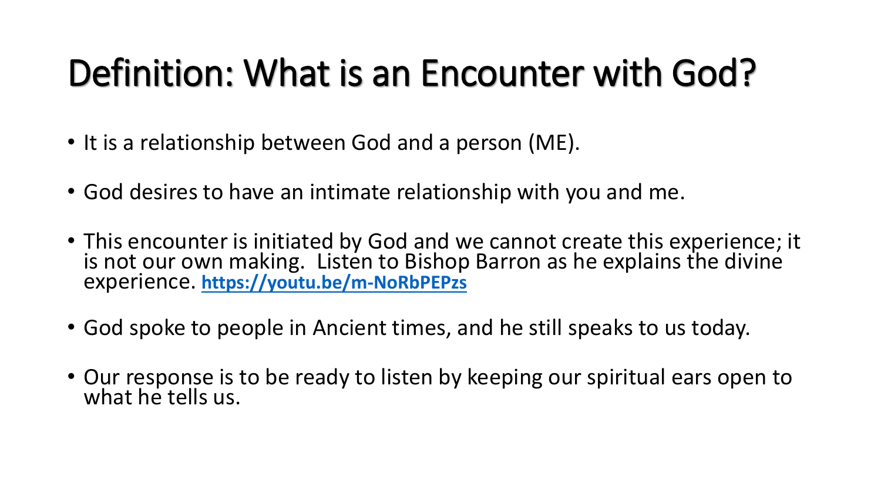# Definition: What is an Encounter with God?

- It is a relationship between God and a person (ME).
- God desires to have an intimate relationship with you and me.
- This encounter is initiated by God and we cannot create this experience; it is not our own making. Listen to Bishop Barron as he explains the divine experience. **https://youtu.be/m-NoRbPEPzs**
- God spoke to people in Ancient times, and he still speaks to us today.
- Our response is to be ready to listen by keeping our spiritual ears open to what he tells us.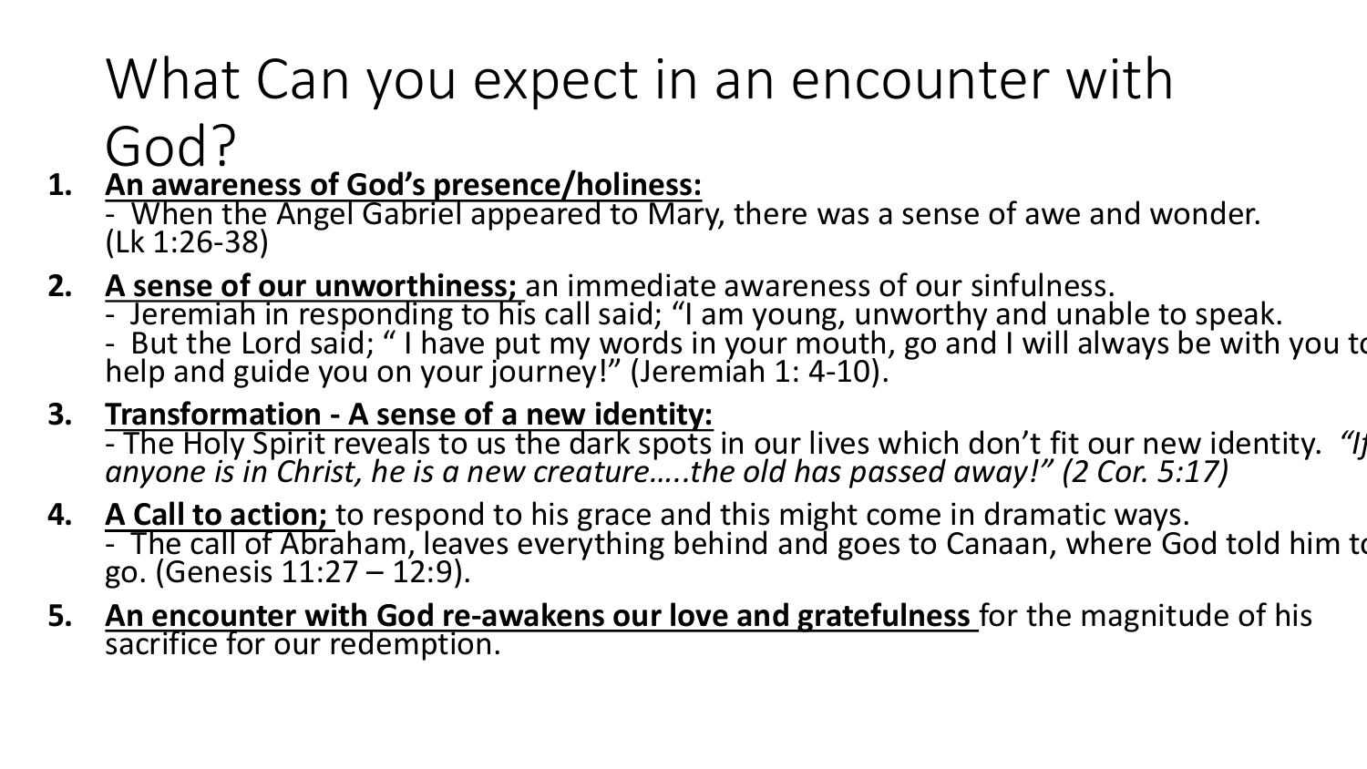# What Can you expect in an encounter with God?

1. **An awareness of God's presence/holiness:**
   - When the Angel Gabriel appeared to Mary, there was a sense of awe and wonder. (Lk 1:26-38)
2. **A sense of our unworthiness;** an immediate awareness of our sinfulness.
   - Jeremiah in responding to his call said; "I am young, unworthy and unable to speak.
   - But the Lord said; " I have put my words in your mouth, go and I will always be with you to help and guide you on your journey!" (Jeremiah 1: 4-10).
3. **Transformation - A sense of a new identity:**
   - The Holy Spirit reveals to us the dark spots in our lives which don't fit our new identity. *"If anyone is in Christ, he is a new creature…..the old has passed away!" (2 Cor. 5:17)*
4. **A Call to action;** to respond to his grace and this might come in dramatic ways.
   - The call of Abraham, leaves everything behind and goes to Canaan, where God told him to go. (Genesis 11:27 – 12:9).
5. **An encounter with God re-awakens our love and gratefulness** for the magnitude of his sacrifice for our redemption.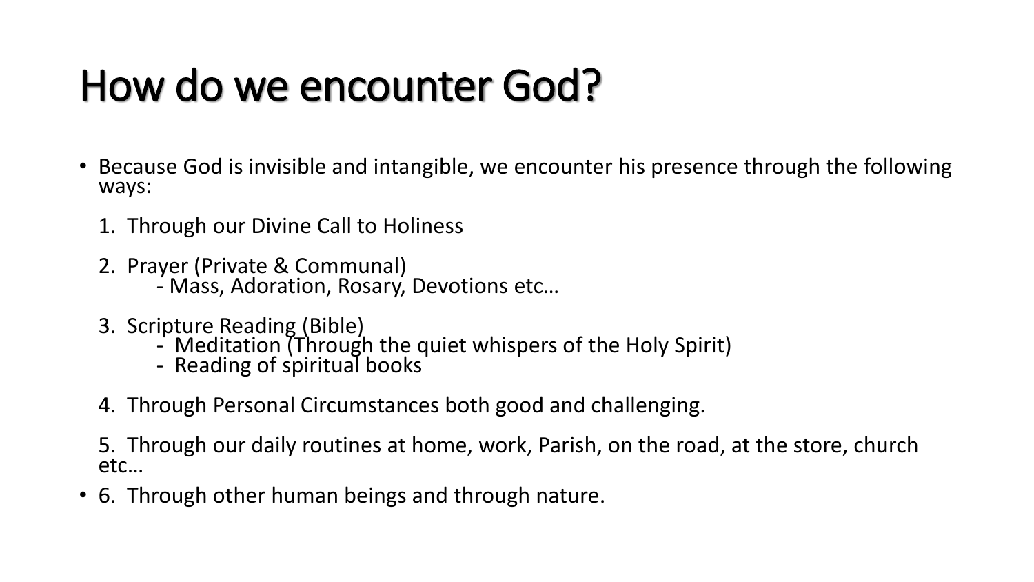# How do we encounter God?

- Because God is invisible and intangible, we encounter his presence through the following ways:

  1. Through our Divine Call to Holiness

  2. Prayer (Private & Communal)
     - Mass, Adoration, Rosary, Devotions etc…

  3. Scripture Reading (Bible)
     - Meditation (Through the quiet whispers of the Holy Spirit)
     - Reading of spiritual books

  4. Through Personal Circumstances both good and challenging.

  5. Through our daily routines at home, work, Parish, on the road, at the store, church etc…

- 6. Through other human beings and through nature.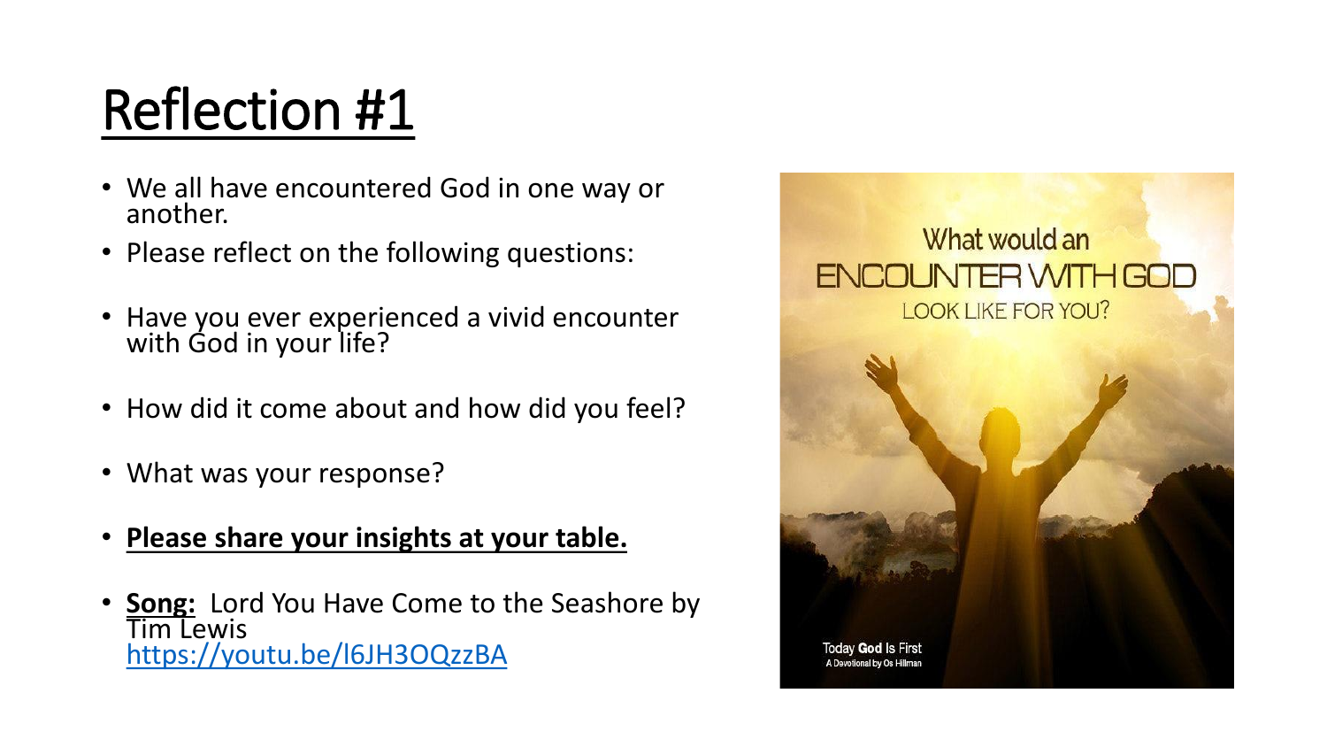# Reflection #1

- We all have encountered God in one way or another.
- Please reflect on the following questions:
- Have you ever experienced a vivid encounter with God in your life?
- How did it come about and how did you feel?
- What was your response?
- **Please share your insights at your table.**
- **Song:** Lord You Have Come to the Seashore by Tim Lewis https://youtu.be/l6JH3OQzzBA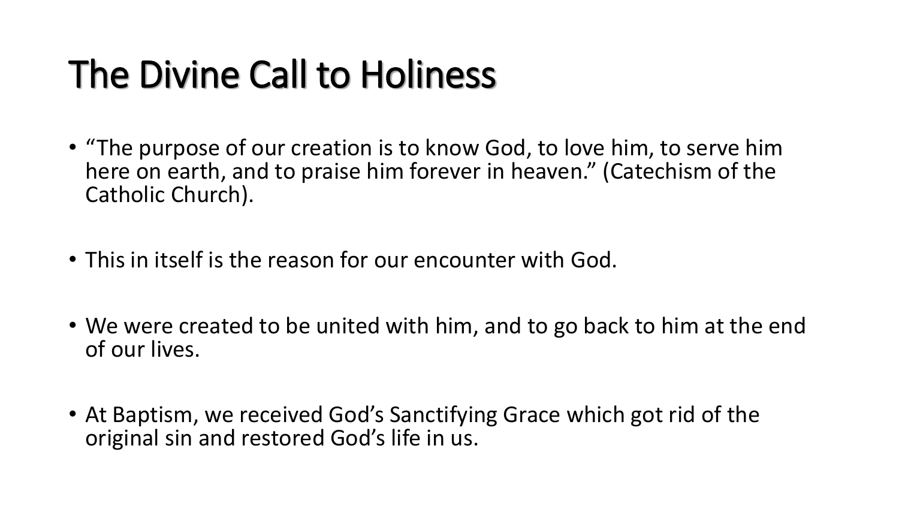# The Divine Call to Holiness

- "The purpose of our creation is to know God, to love him, to serve him here on earth, and to praise him forever in heaven." (Catechism of the Catholic Church).
- This in itself is the reason for our encounter with God.
- We were created to be united with him, and to go back to him at the end of our lives.
- At Baptism, we received God's Sanctifying Grace which got rid of the original sin and restored God's life in us.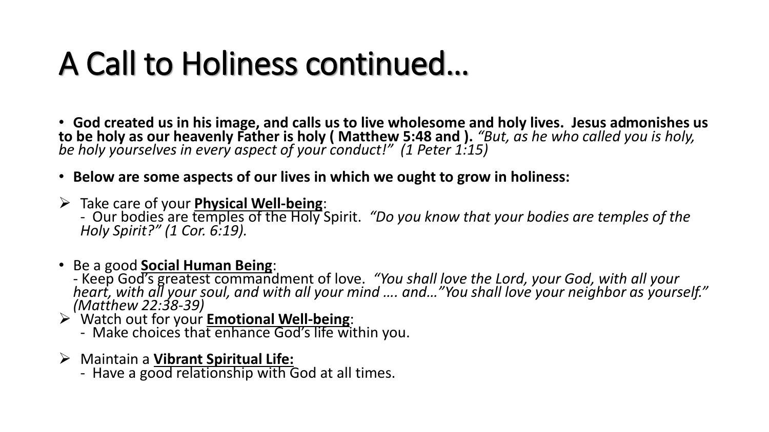# A Call to Holiness continued…

- **God created us in his image, and calls us to live wholesome and holy lives. Jesus admonishes us to be holy as our heavenly Father is holy ( Matthew 5:48 and ).** *"But, as he who called you is holy, be holy yourselves in every aspect of your conduct!" (1 Peter 1:15)*

- **Below are some aspects of our lives in which we ought to grow in holiness:**

➢ Take care of your **<u>Physical Well-being</u>**:
  - Our bodies are temples of the Holy Spirit. *"Do you know that your bodies are temples of the Holy Spirit?" (1 Cor. 6:19).*

- Be a good **<u>Social Human Being</u>**:
  - Keep God's greatest commandment of love. *"You shall love the Lord, your God, with all your heart, with all your soul, and with all your mind …. and…"You shall love your neighbor as yourself." (Matthew 22:38-39)*

➢ Watch out for your **<u>Emotional Well-being</u>**:
  - Make choices that enhance God's life within you.

➢ Maintain a **<u>Vibrant Spiritual Life:</u>**
  - Have a good relationship with God at all times.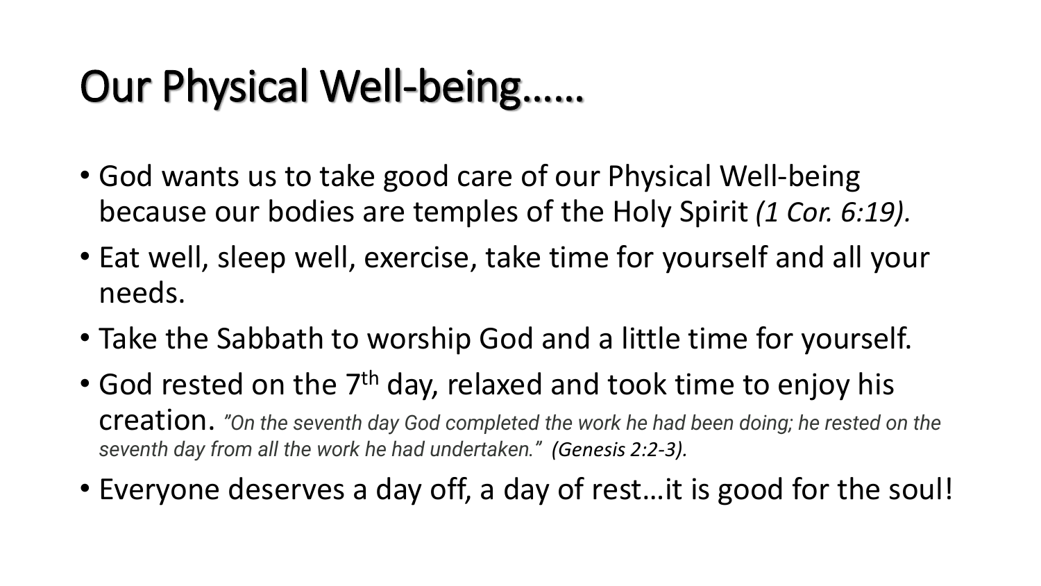# Our Physical Well-being……

- God wants us to take good care of our Physical Well-being because our bodies are temples of the Holy Spirit *(1 Cor. 6:19).*
- Eat well, sleep well, exercise, take time for yourself and all your needs.
- Take the Sabbath to worship God and a little time for yourself.
- God rested on the 7th day, relaxed and took time to enjoy his creation. *"On the seventh day God completed the work he had been doing; he rested on the seventh day from all the work he had undertaken." (Genesis 2:2-3).*
- Everyone deserves a day off, a day of rest…it is good for the soul!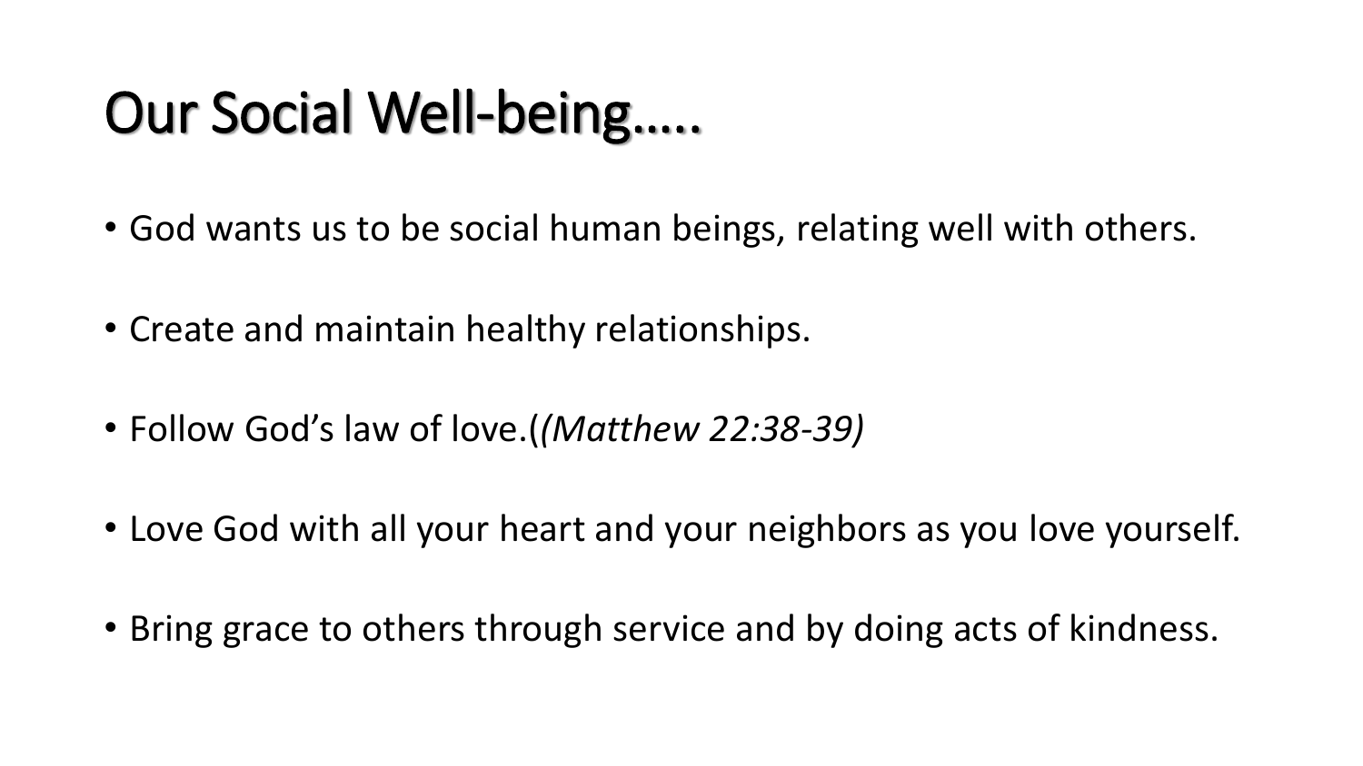# Our Social Well-being…..

- God wants us to be social human beings, relating well with others.
- Create and maintain healthy relationships.
- Follow God's law of love.(*(Matthew 22:38-39)*
- Love God with all your heart and your neighbors as you love yourself.
- Bring grace to others through service and by doing acts of kindness.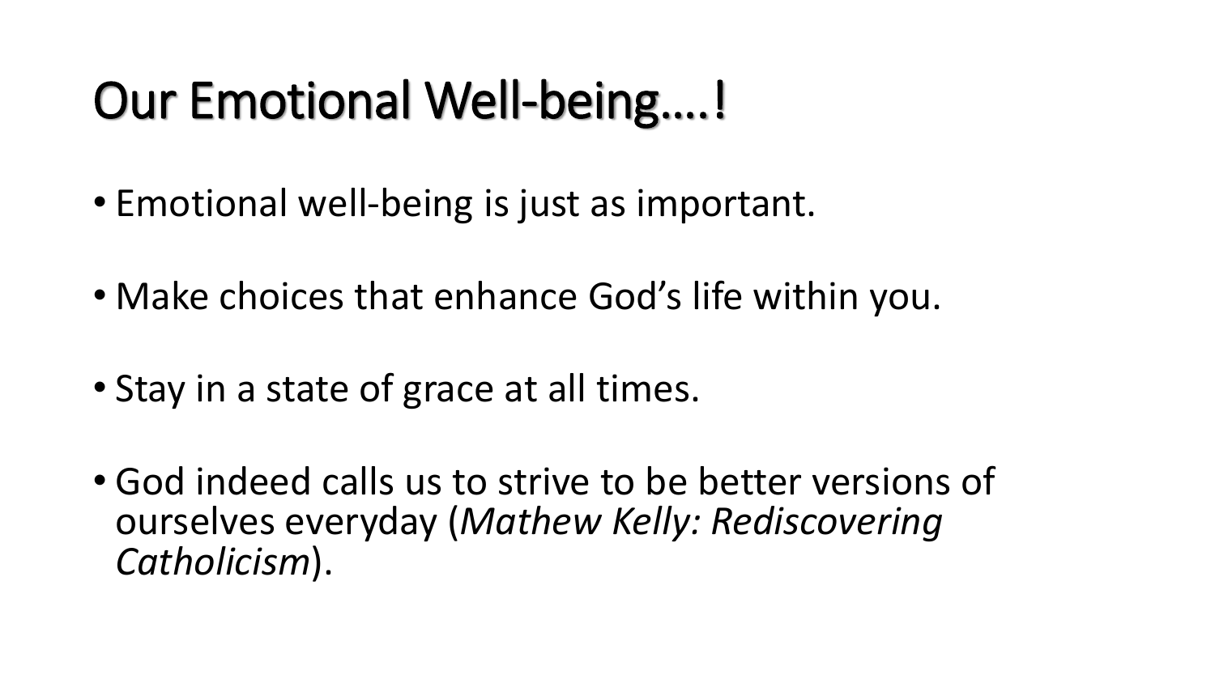# Our Emotional Well-being….!

- Emotional well-being is just as important.
- Make choices that enhance God’s life within you.
- Stay in a state of grace at all times.
- God indeed calls us to strive to be better versions of ourselves everyday (*Mathew Kelly: Rediscovering Catholicism*).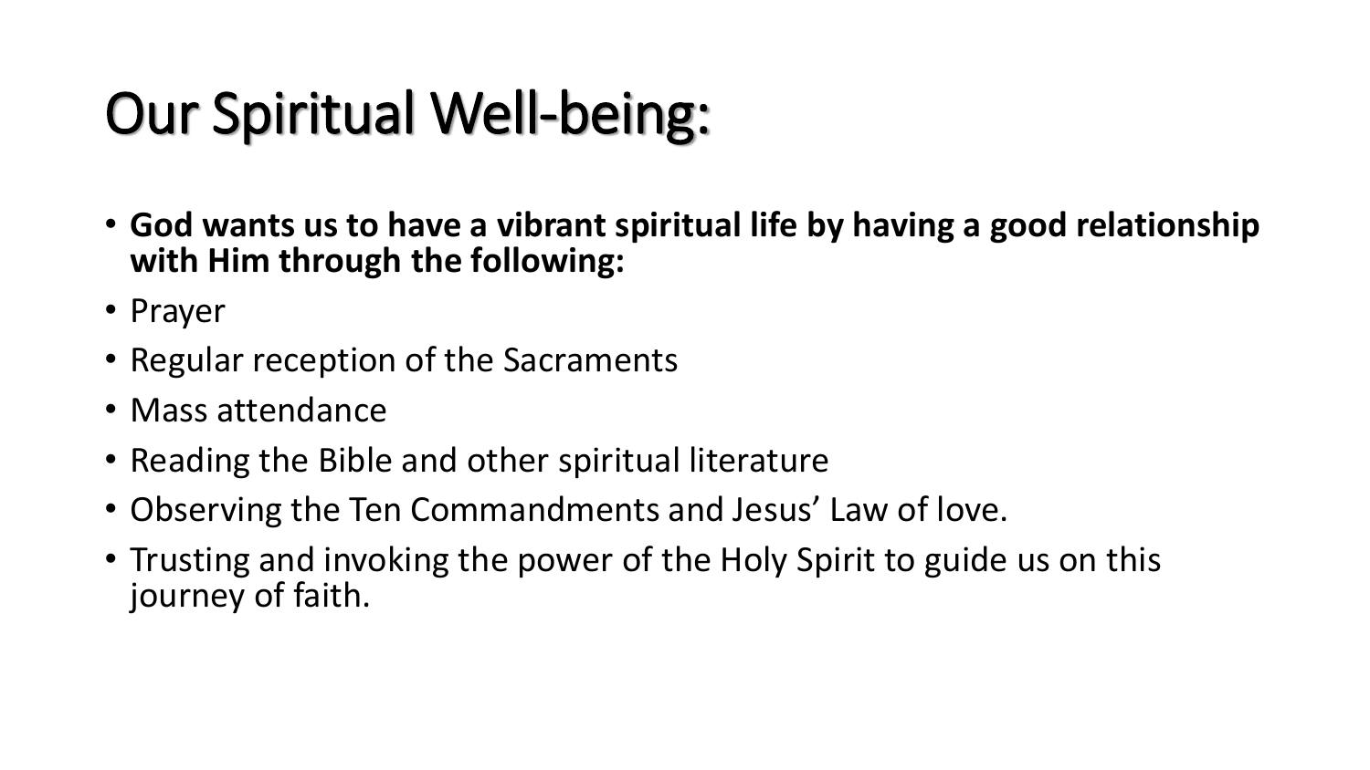# Our Spiritual Well-being:

- **God wants us to have a vibrant spiritual life by having a good relationship with Him through the following:**
- Prayer
- Regular reception of the Sacraments
- Mass attendance
- Reading the Bible and other spiritual literature
- Observing the Ten Commandments and Jesus' Law of love.
- Trusting and invoking the power of the Holy Spirit to guide us on this journey of faith.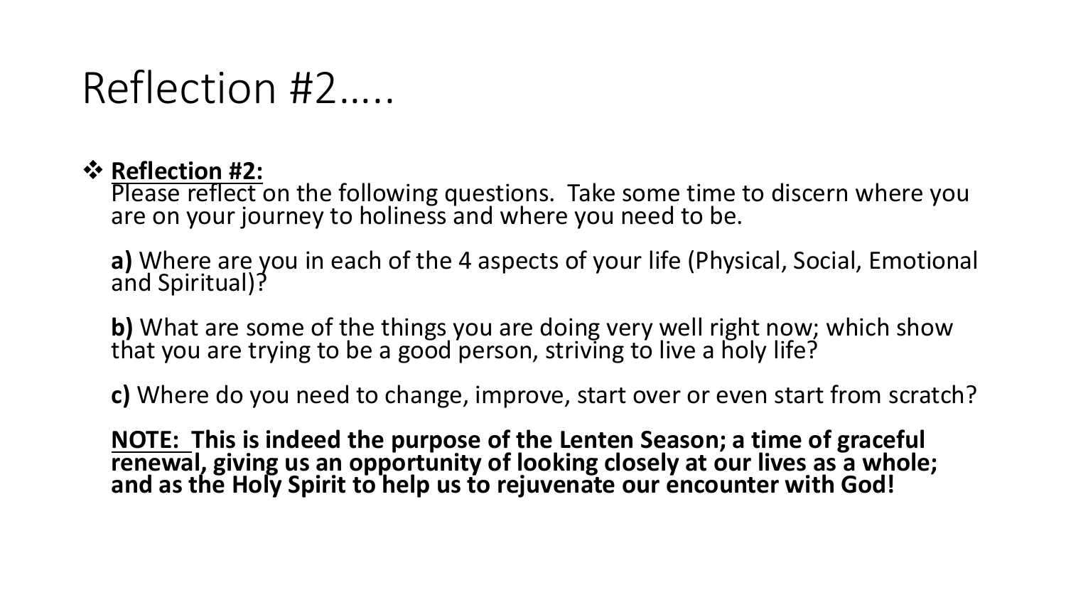# Reflection #2…..

- **Reflection #2:**
  Please reflect on the following questions.  Take some time to discern where you are on your journey to holiness and where you need to be.

  **a)** Where are you in each of the 4 aspects of your life (Physical, Social, Emotional and Spiritual)?

  **b)** What are some of the things you are doing very well right now; which show that you are trying to be a good person, striving to live a holy life?

  **c)** Where do you need to change, improve, start over or even start from scratch?

  **NOTE:  This is indeed the purpose of the Lenten Season; a time of graceful renewal, giving us an opportunity of looking closely at our lives as a whole; and as the Holy Spirit to help us to rejuvenate our encounter with God!**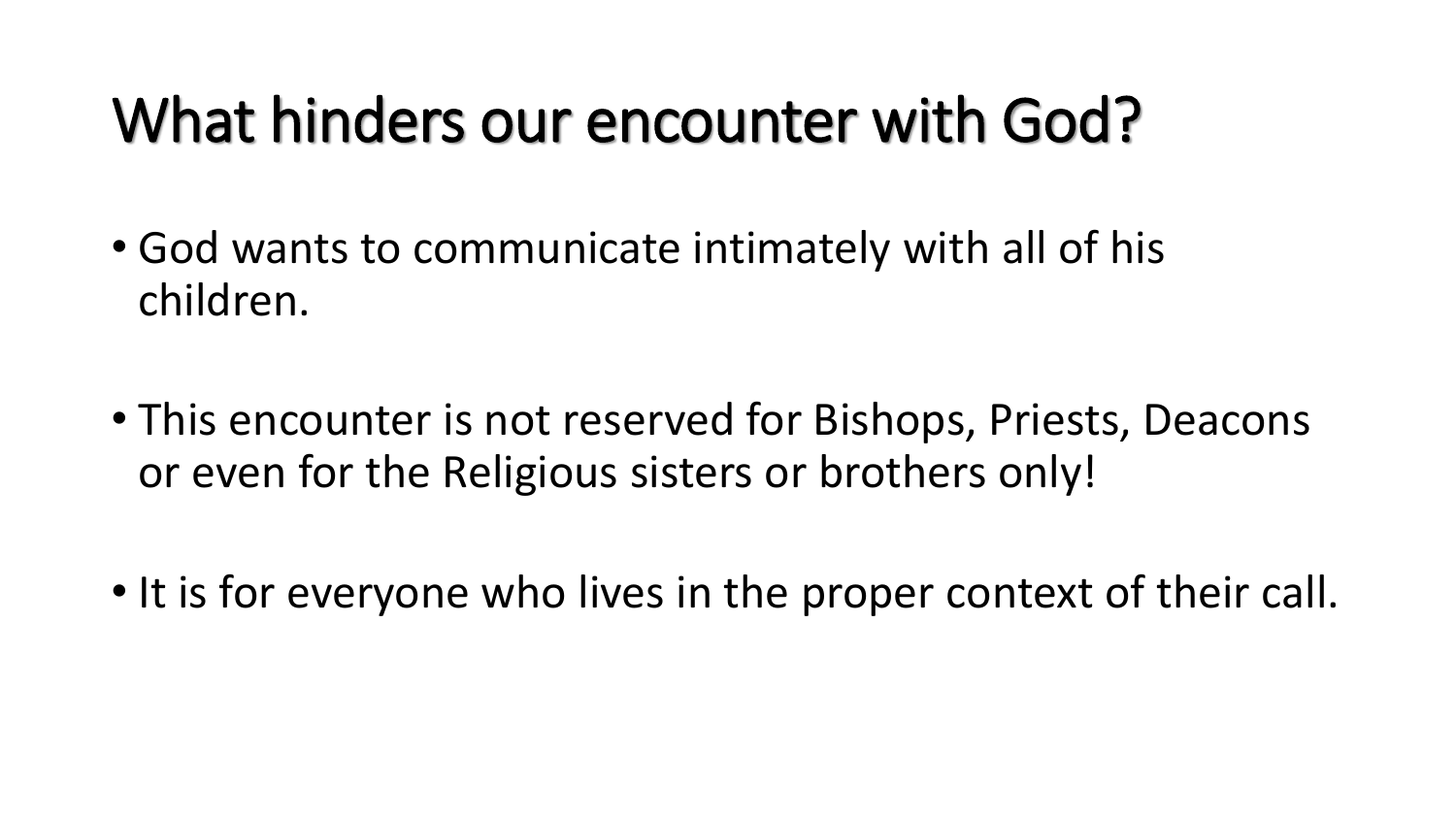# What hinders our encounter with God?

- God wants to communicate intimately with all of his children.
- This encounter is not reserved for Bishops, Priests, Deacons or even for the Religious sisters or brothers only!
- It is for everyone who lives in the proper context of their call.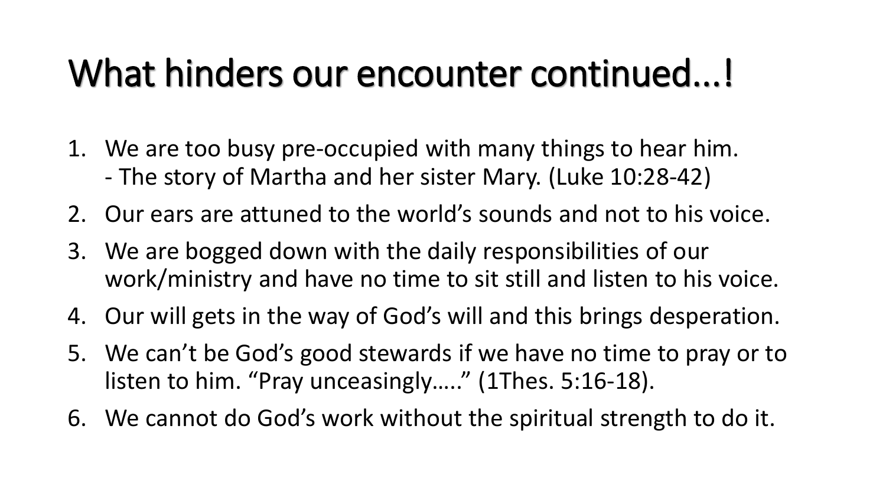# What hinders our encounter continued…!

1. We are too busy pre-occupied with many things to hear him.
   - The story of Martha and her sister Mary. (Luke 10:28-42)
2. Our ears are attuned to the world's sounds and not to his voice.
3. We are bogged down with the daily responsibilities of our work/ministry and have no time to sit still and listen to his voice.
4. Our will gets in the way of God's will and this brings desperation.
5. We can't be God's good stewards if we have no time to pray or to listen to him. "Pray unceasingly….." (1Thes. 5:16-18).
6. We cannot do God's work without the spiritual strength to do it.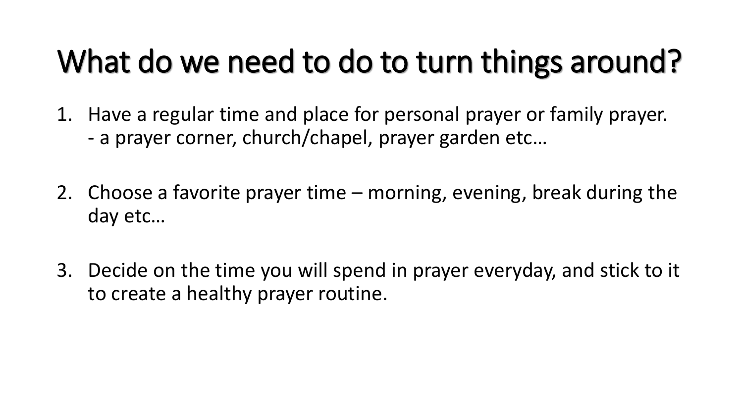# What do we need to do to turn things around?

1. Have a regular time and place for personal prayer or family prayer.
   - a prayer corner, church/chapel, prayer garden etc…

2. Choose a favorite prayer time – morning, evening, break during the day etc…

3. Decide on the time you will spend in prayer everyday, and stick to it to create a healthy prayer routine.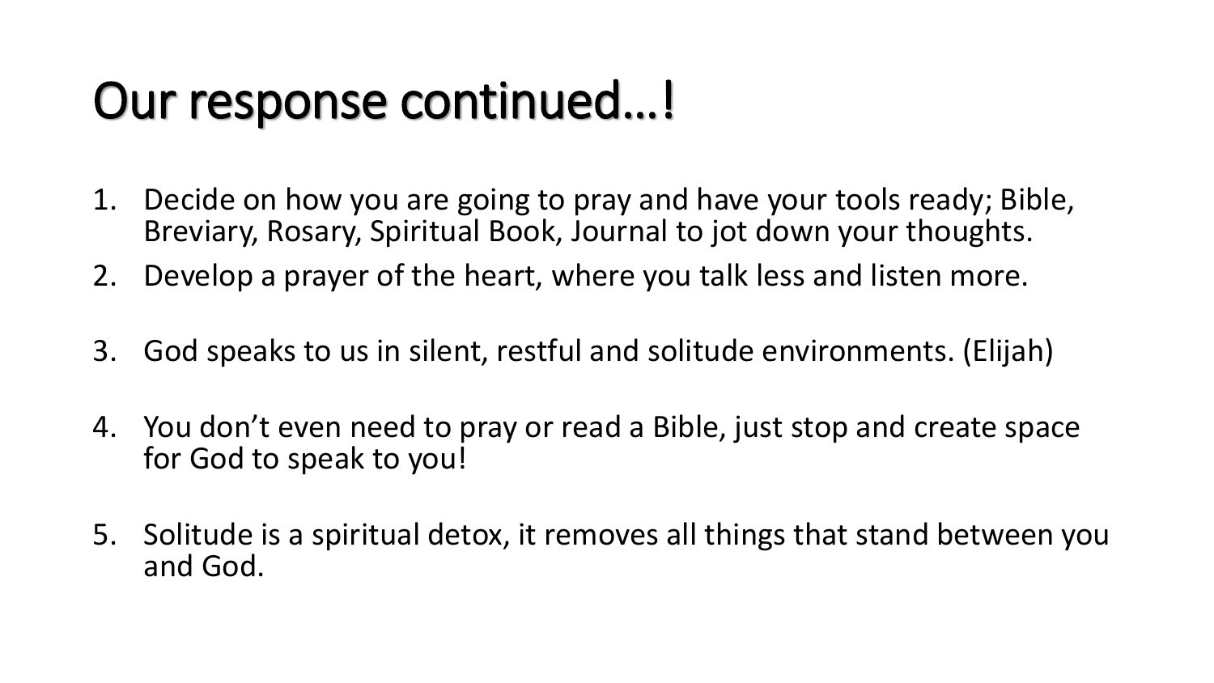# Our response continued…!

1. Decide on how you are going to pray and have your tools ready; Bible, Breviary, Rosary, Spiritual Book, Journal to jot down your thoughts.
2. Develop a prayer of the heart, where you talk less and listen more.
3. God speaks to us in silent, restful and solitude environments. (Elijah)
4. You don't even need to pray or read a Bible, just stop and create space for God to speak to you!
5. Solitude is a spiritual detox, it removes all things that stand between you and God.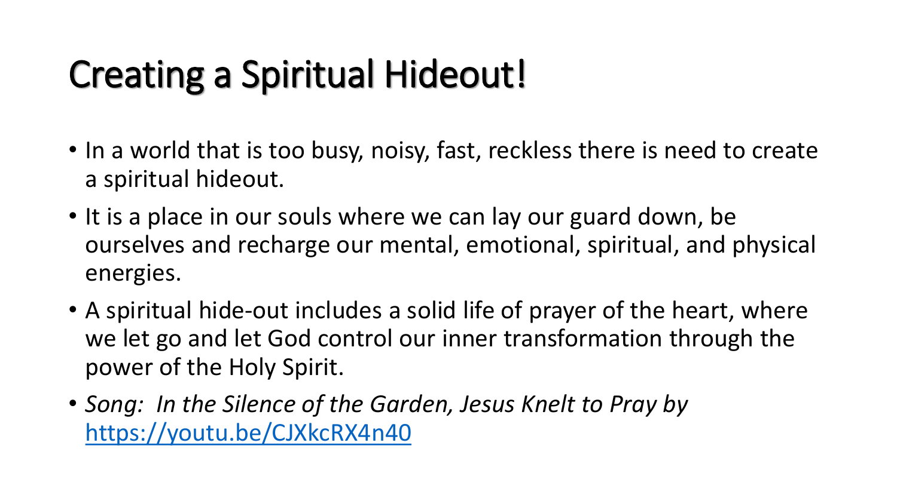# Creating a Spiritual Hideout!

- In a world that is too busy, noisy, fast, reckless there is need to create a spiritual hideout.
- It is a place in our souls where we can lay our guard down, be ourselves and recharge our mental, emotional, spiritual, and physical energies.
- A spiritual hide-out includes a solid life of prayer of the heart, where we let go and let God control our inner transformation through the power of the Holy Spirit.
- *Song: In the Silence of the Garden, Jesus Knelt to Pray by* [https://youtu.be/CJXkcRX4n40](https://youtu.be/CJXkcRX4n40)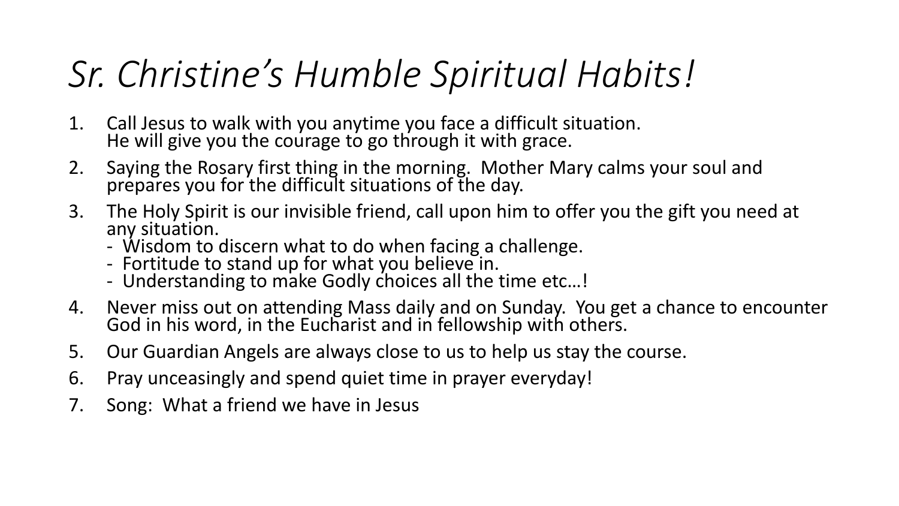# *Sr. Christine's Humble Spiritual Habits!*

1. Call Jesus to walk with you anytime you face a difficult situation.
   He will give you the courage to go through it with grace.
2. Saying the Rosary first thing in the morning. Mother Mary calms your soul and prepares you for the difficult situations of the day.
3. The Holy Spirit is our invisible friend, call upon him to offer you the gift you need at any situation.
   - Wisdom to discern what to do when facing a challenge.
   - Fortitude to stand up for what you believe in.
   - Understanding to make Godly choices all the time etc…!
4. Never miss out on attending Mass daily and on Sunday. You get a chance to encounter God in his word, in the Eucharist and in fellowship with others.
5. Our Guardian Angels are always close to us to help us stay the course.
6. Pray unceasingly and spend quiet time in prayer everyday!
7. Song: What a friend we have in Jesus